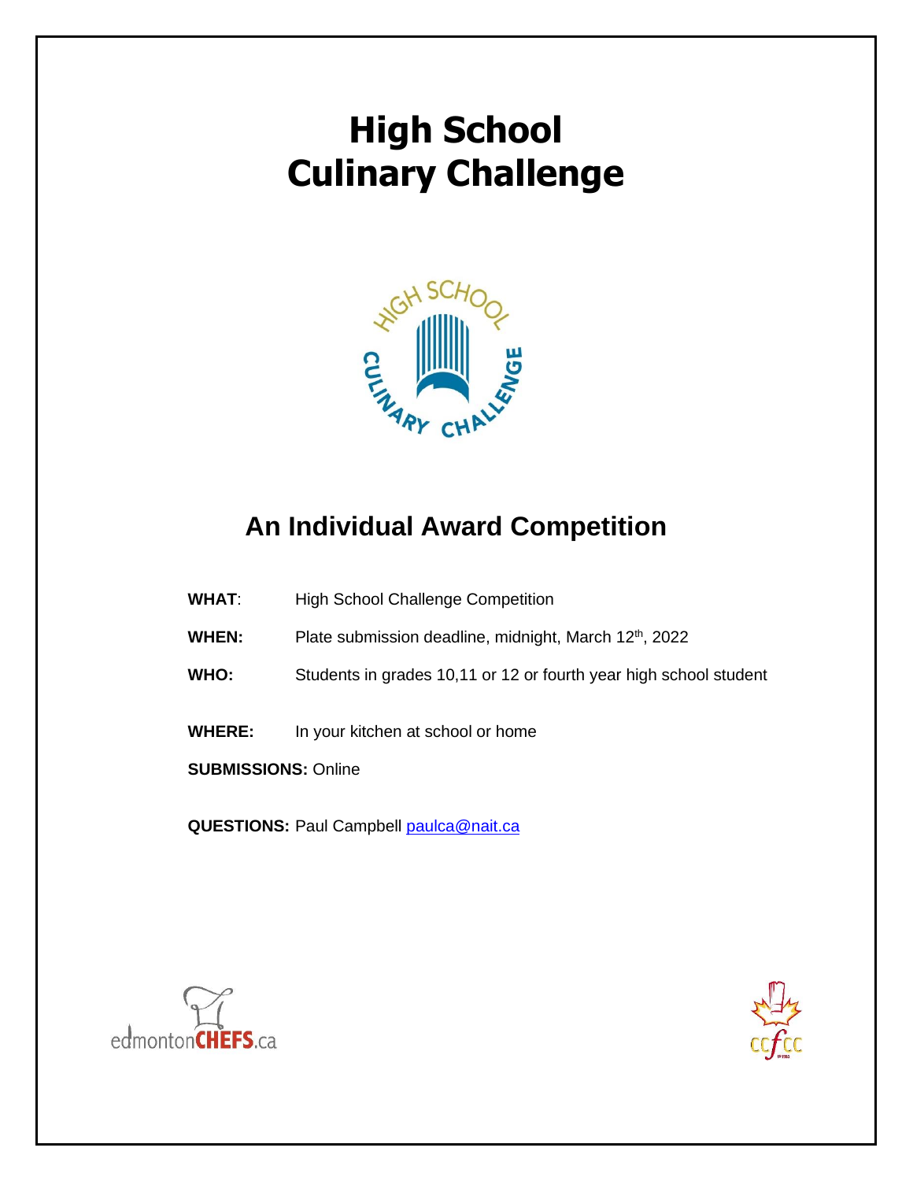# High School Culinary Challenge

## An Individual Award Competition

**WHAT**: High School Challenge Competition

**WHEN:** Plate submission deadline, midnight, March 12th, 2022

**WHO:** Students in grades 10,11 or 12 or fourth year high school student

**WHERE:** In your kitchen at school or home

**SUBMISSIONS:** Online

**QUESTIONS:** Paul Campbell [paulca@nait.ca](mailto:paulca@nait.ca)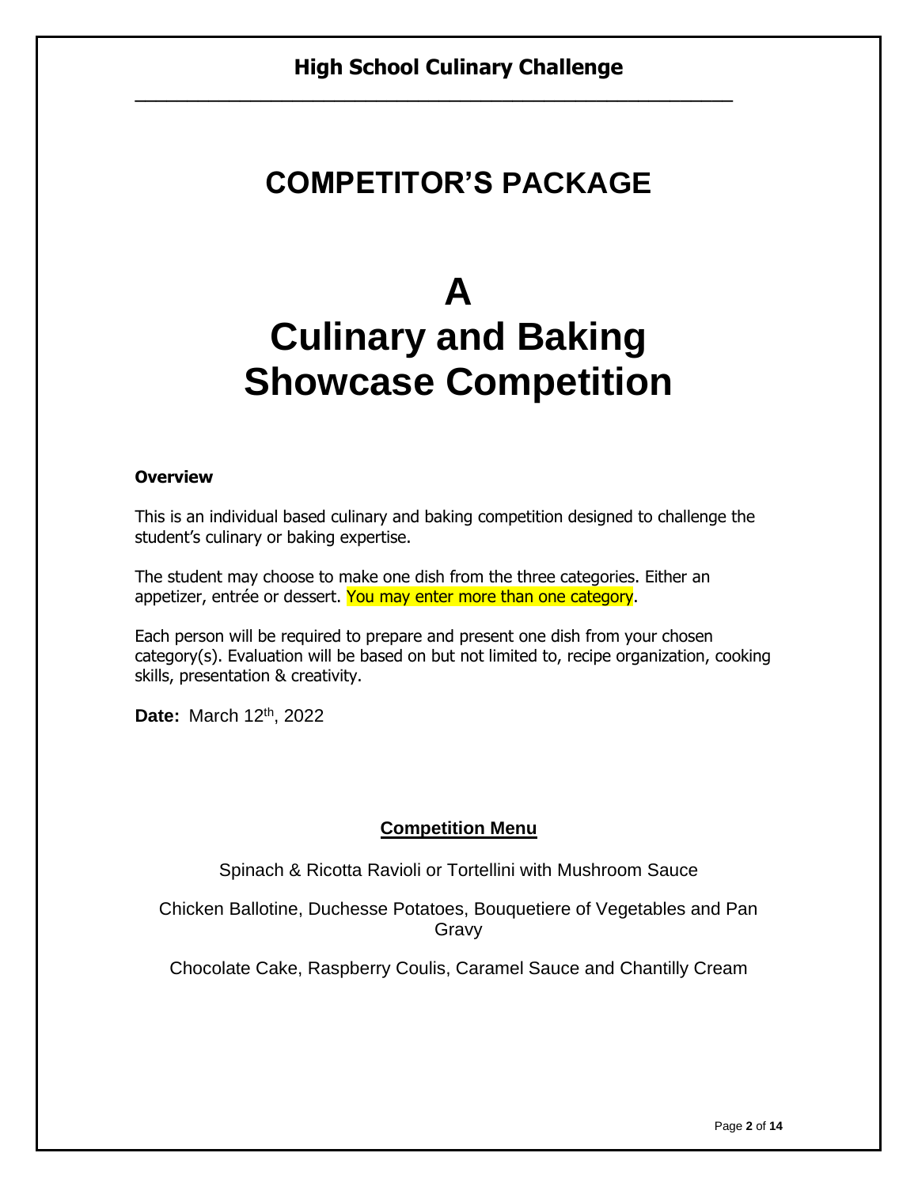# High School Culinary Challenge

# COMPETITOR'S PACKAGE

# A
# Culinary and Baking Showcase Competition

**Overview**

This is an individual based culinary and baking competition designed to challenge the student's culinary or baking expertise.

The student may choose to make one dish from the three categories. Either an appetizer, entrée or dessert. You may enter more than one category.

Each person will be required to prepare and present one dish from your chosen category(s). Evaluation will be based on but not limited to, recipe organization, cooking skills, presentation & creativity.

**Date:** March 12th, 2022

## Competition Menu

Spinach & Ricotta Ravioli or Tortellini with Mushroom Sauce

Chicken Ballotine, Duchesse Potatoes, Bouquetiere of Vegetables and Pan Gravy

Chocolate Cake, Raspberry Coulis, Caramel Sauce and Chantilly Cream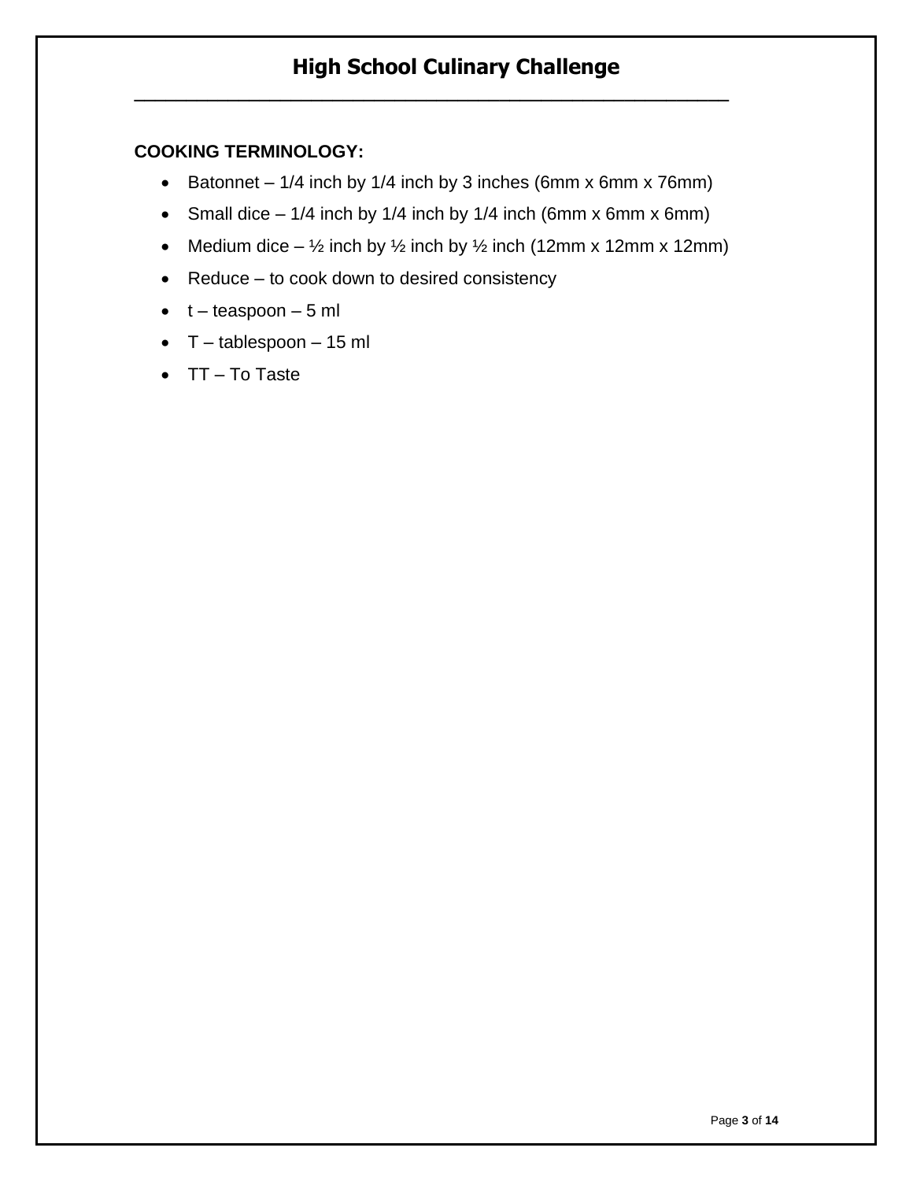**COOKING TERMINOLOGY:**

- Batonnet – 1/4 inch by 1/4 inch by 3 inches (6mm x 6mm x 76mm)
- Small dice – 1/4 inch by 1/4 inch by 1/4 inch (6mm x 6mm x 6mm)
- Medium dice – ½ inch by ½ inch by ½ inch (12mm x 12mm x 12mm)
- Reduce – to cook down to desired consistency
- t – teaspoon – 5 ml
- T – tablespoon – 15 ml
- TT – To Taste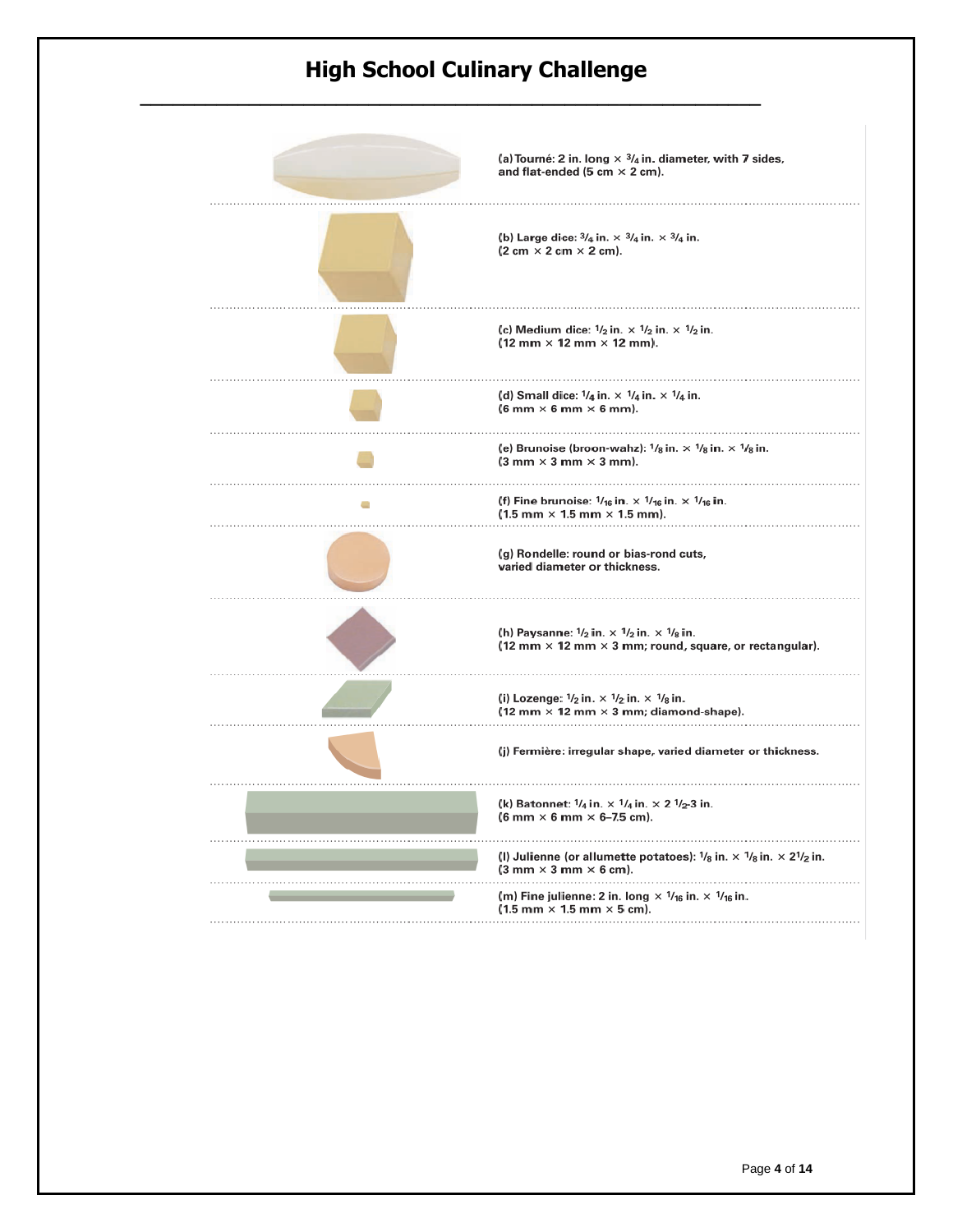## High School Culinary Challenge

(a) Tourné: 2 in. long × 3/4 in. diameter, with 7 sides, and flat-ended (5 cm × 2 cm).

(b) Large dice: 3/4 in. × 3/4 in. × 3/4 in. (2 cm × 2 cm × 2 cm).

(c) Medium dice: 1/2 in. × 1/2 in. × 1/2 in. (12 mm × 12 mm × 12 mm).

(d) Small dice: 1/4 in. × 1/4 in. × 1/4 in. (6 mm × 6 mm × 6 mm).

(e) Brunoise (broon-wahz): 1/8 in. × 1/8 in. × 1/8 in. (3 mm × 3 mm × 3 mm).

(f) Fine brunoise: 1/16 in. × 1/16 in. × 1/16 in. (1.5 mm × 1.5 mm × 1.5 mm).

(g) Rondelle: round or bias-rond cuts, varied diameter or thickness.

(h) Paysanne: 1/2 in. × 1/2 in. × 1/8 in. (12 mm × 12 mm × 3 mm; round, square, or rectangular).

(i) Lozenge: 1/2 in. × 1/2 in. × 1/8 in. (12 mm × 12 mm × 3 mm; diamond-shape).

(j) Fermière: irregular shape, varied diameter or thickness.

(k) Batonnet: 1/4 in. × 1/4 in. × 2 1/2-3 in. (6 mm × 6 mm × 6–7.5 cm).

(l) Julienne (or allumette potatoes): 1/8 in. × 1/8 in. × 2 1/2 in. (3 mm × 3 mm × 6 cm).

(m) Fine julienne: 2 in. long × 1/16 in. × 1/16 in. (1.5 mm × 1.5 mm × 5 cm).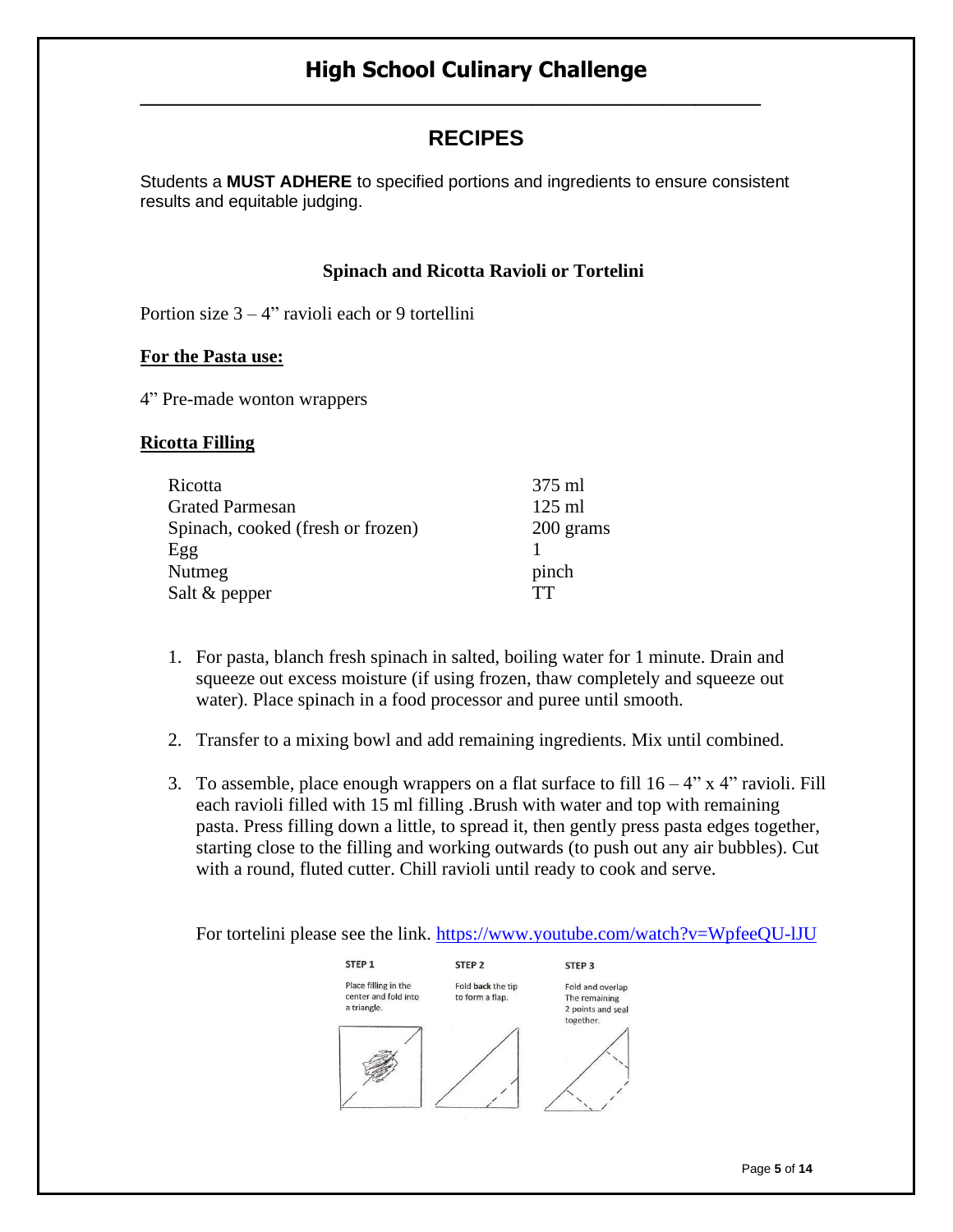# High School Culinary Challenge

## RECIPES

Students a **MUST ADHERE** to specified portions and ingredients to ensure consistent results and equitable judging.

### Spinach and Ricotta Ravioli or Tortelini

Portion size 3 – 4" ravioli each or 9 tortellini

**For the Pasta use:**

4" Pre-made wonton wrappers

**Ricotta Filling**

| | |
|---|---|
| Ricotta | 375 ml |
| Grated Parmesan | 125 ml |
| Spinach, cooked (fresh or frozen) | 200 grams |
| Egg | 1 |
| Nutmeg | pinch |
| Salt & pepper | TT |

1. For pasta, blanch fresh spinach in salted, boiling water for 1 minute. Drain and squeeze out excess moisture (if using frozen, thaw completely and squeeze out water). Place spinach in a food processor and puree until smooth.
2. Transfer to a mixing bowl and add remaining ingredients. Mix until combined.
3. To assemble, place enough wrappers on a flat surface to fill 16 – 4" x 4" ravioli. Fill each ravioli filled with 15 ml filling .Brush with water and top with remaining pasta. Press filling down a little, to spread it, then gently press pasta edges together, starting close to the filling and working outwards (to push out any air bubbles). Cut with a round, fluted cutter. Chill ravioli until ready to cook and serve.

For tortelini please see the link. https://www.youtube.com/watch?v=WpfeeQU-lJU

STEP 1

Place filling in the center and fold into a triangle.

STEP 2

Fold back the tip to form a flap.

STEP 3

Fold and overlap The remaining 2 points and seal together.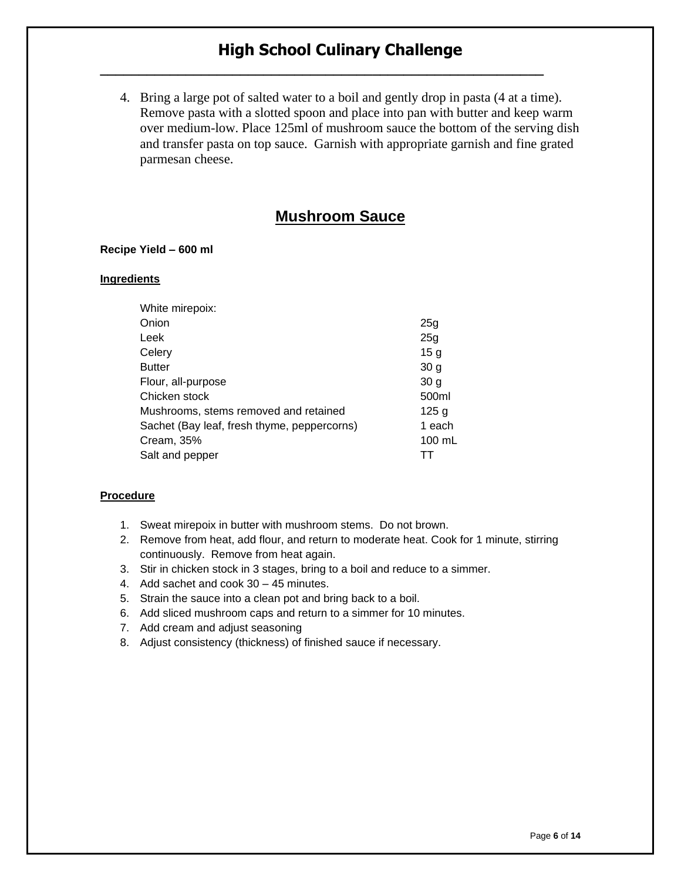4. Bring a large pot of salted water to a boil and gently drop in pasta (4 at a time). Remove pasta with a slotted spoon and place into pan with butter and keep warm over medium-low. Place 125ml of mushroom sauce the bottom of the serving dish and transfer pasta on top sauce. Garnish with appropriate garnish and fine grated parmesan cheese.

## Mushroom Sauce

**Recipe Yield – 600 ml**

**Ingredients**

| | |
|---|---|
| White mirepoix: | |
| Onion | 25g |
| Leek | 25g |
| Celery | 15 g |
| Butter | 30 g |
| Flour, all-purpose | 30 g |
| Chicken stock | 500ml |
| Mushrooms, stems removed and retained | 125 g |
| Sachet (Bay leaf, fresh thyme, peppercorns) | 1 each |
| Cream, 35% | 100 mL |
| Salt and pepper | TT |

**Procedure**

1. Sweat mirepoix in butter with mushroom stems. Do not brown.
2. Remove from heat, add flour, and return to moderate heat. Cook for 1 minute, stirring continuously. Remove from heat again.
3. Stir in chicken stock in 3 stages, bring to a boil and reduce to a simmer.
4. Add sachet and cook 30 – 45 minutes.
5. Strain the sauce into a clean pot and bring back to a boil.
6. Add sliced mushroom caps and return to a simmer for 10 minutes.
7. Add cream and adjust seasoning
8. Adjust consistency (thickness) of finished sauce if necessary.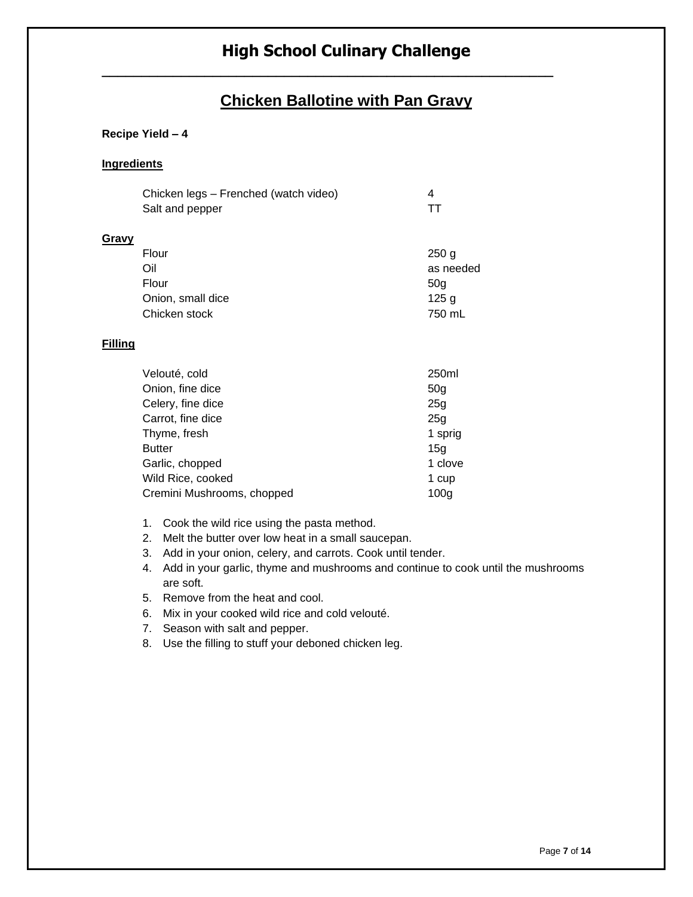# High School Culinary Challenge

## Chicken Ballotine with Pan Gravy

**Recipe Yield – 4**

**Ingredients**

| | |
|---|---|
| Chicken legs – Frenched (watch video) | 4 |
| Salt and pepper | TT |

**Gravy**

| | |
|---|---|
| Flour | 250 g |
| Oil | as needed |
| Flour | 50g |
| Onion, small dice | 125 g |
| Chicken stock | 750 mL |

**Filling**

| | |
|---|---|
| Velouté, cold | 250ml |
| Onion, fine dice | 50g |
| Celery, fine dice | 25g |
| Carrot, fine dice | 25g |
| Thyme, fresh | 1 sprig |
| Butter | 15g |
| Garlic, chopped | 1 clove |
| Wild Rice, cooked | 1 cup |
| Cremini Mushrooms, chopped | 100g |

1. Cook the wild rice using the pasta method.
2. Melt the butter over low heat in a small saucepan.
3. Add in your onion, celery, and carrots. Cook until tender.
4. Add in your garlic, thyme and mushrooms and continue to cook until the mushrooms are soft.
5. Remove from the heat and cool.
6. Mix in your cooked wild rice and cold velouté.
7. Season with salt and pepper.
8. Use the filling to stuff your deboned chicken leg.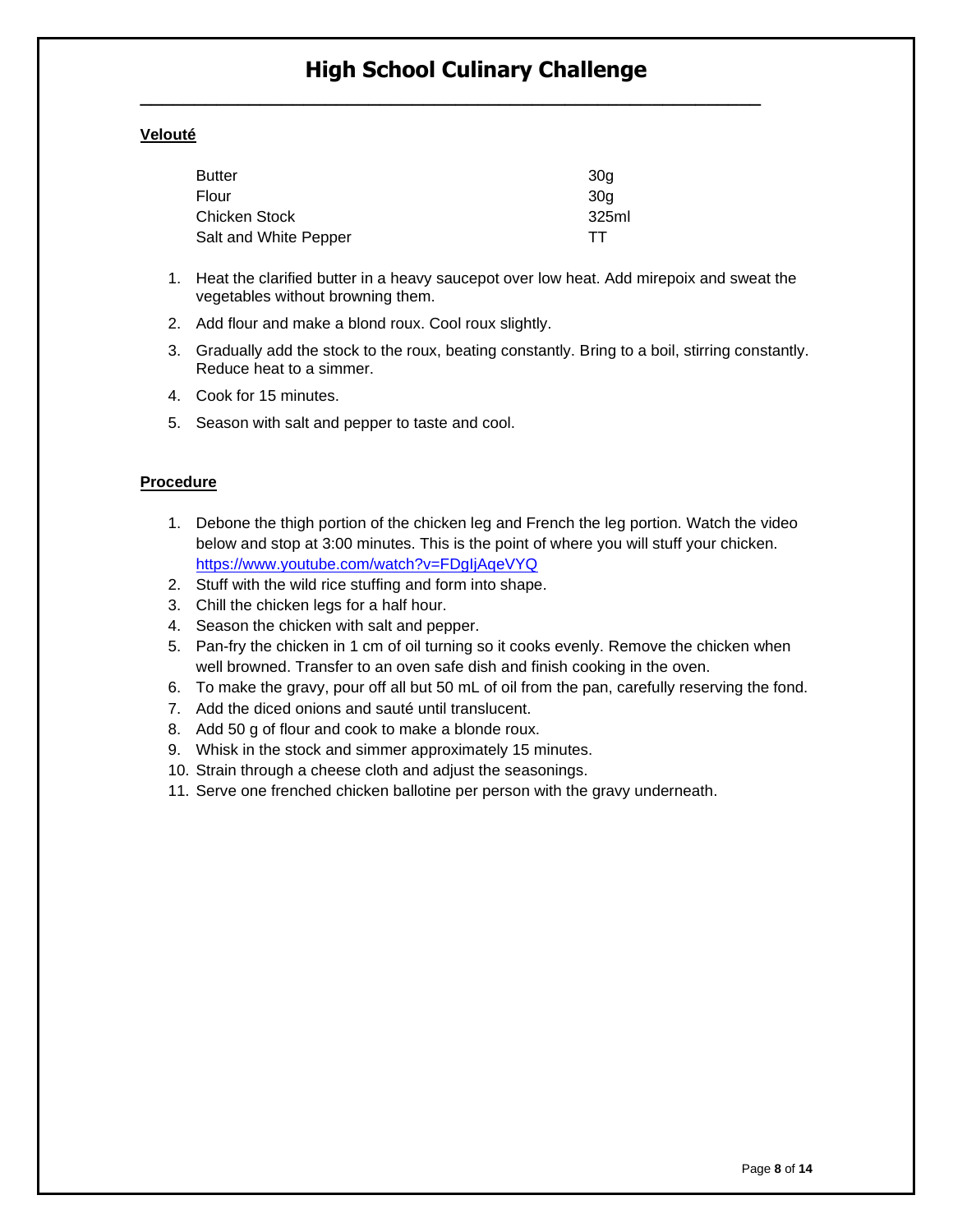## Velouté

| | |
|---|---|
| Butter | 30g |
| Flour | 30g |
| Chicken Stock | 325ml |
| Salt and White Pepper | TT |

1. Heat the clarified butter in a heavy saucepot over low heat. Add mirepoix and sweat the vegetables without browning them.
2. Add flour and make a blond roux. Cool roux slightly.
3. Gradually add the stock to the roux, beating constantly. Bring to a boil, stirring constantly. Reduce heat to a simmer.
4. Cook for 15 minutes.
5. Season with salt and pepper to taste and cool.

## Procedure

1. Debone the thigh portion of the chicken leg and French the leg portion. Watch the video below and stop at 3:00 minutes. This is the point of where you will stuff your chicken. https://www.youtube.com/watch?v=FDgIjAqeVYQ
2. Stuff with the wild rice stuffing and form into shape.
3. Chill the chicken legs for a half hour.
4. Season the chicken with salt and pepper.
5. Pan-fry the chicken in 1 cm of oil turning so it cooks evenly. Remove the chicken when well browned. Transfer to an oven safe dish and finish cooking in the oven.
6. To make the gravy, pour off all but 50 mL of oil from the pan, carefully reserving the fond.
7. Add the diced onions and sauté until translucent.
8. Add 50 g of flour and cook to make a blonde roux.
9. Whisk in the stock and simmer approximately 15 minutes.
10. Strain through a cheese cloth and adjust the seasonings.
11. Serve one frenched chicken ballotine per person with the gravy underneath.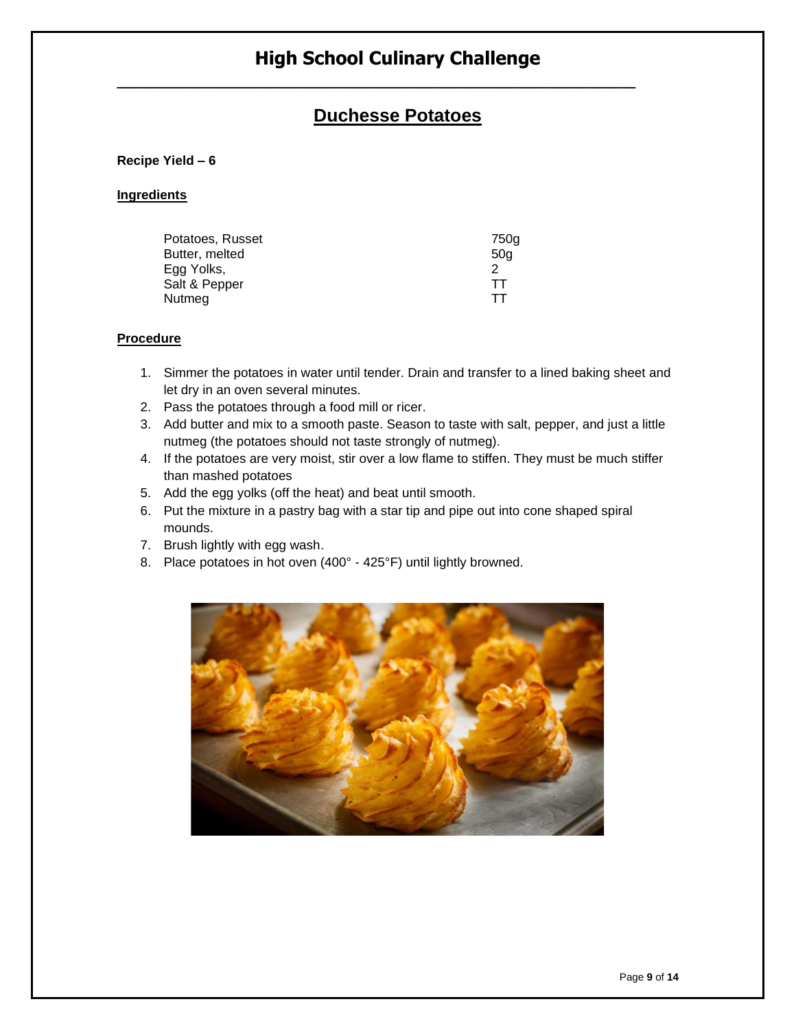# Duchesse Potatoes

**Recipe Yield – 6**

**Ingredients**

| | |
|---|---|
| Potatoes, Russet | 750g |
| Butter, melted | 50g |
| Egg Yolks, | 2 |
| Salt & Pepper | TT |
| Nutmeg | TT |

**Procedure**

1. Simmer the potatoes in water until tender. Drain and transfer to a lined baking sheet and let dry in an oven several minutes.
2. Pass the potatoes through a food mill or ricer.
3. Add butter and mix to a smooth paste. Season to taste with salt, pepper, and just a little nutmeg (the potatoes should not taste strongly of nutmeg).
4. If the potatoes are very moist, stir over a low flame to stiffen. They must be much stiffer than mashed potatoes
5. Add the egg yolks (off the heat) and beat until smooth.
6. Put the mixture in a pastry bag with a star tip and pipe out into cone shaped spiral mounds.
7. Brush lightly with egg wash.
8. Place potatoes in hot oven (400° - 425°F) until lightly browned.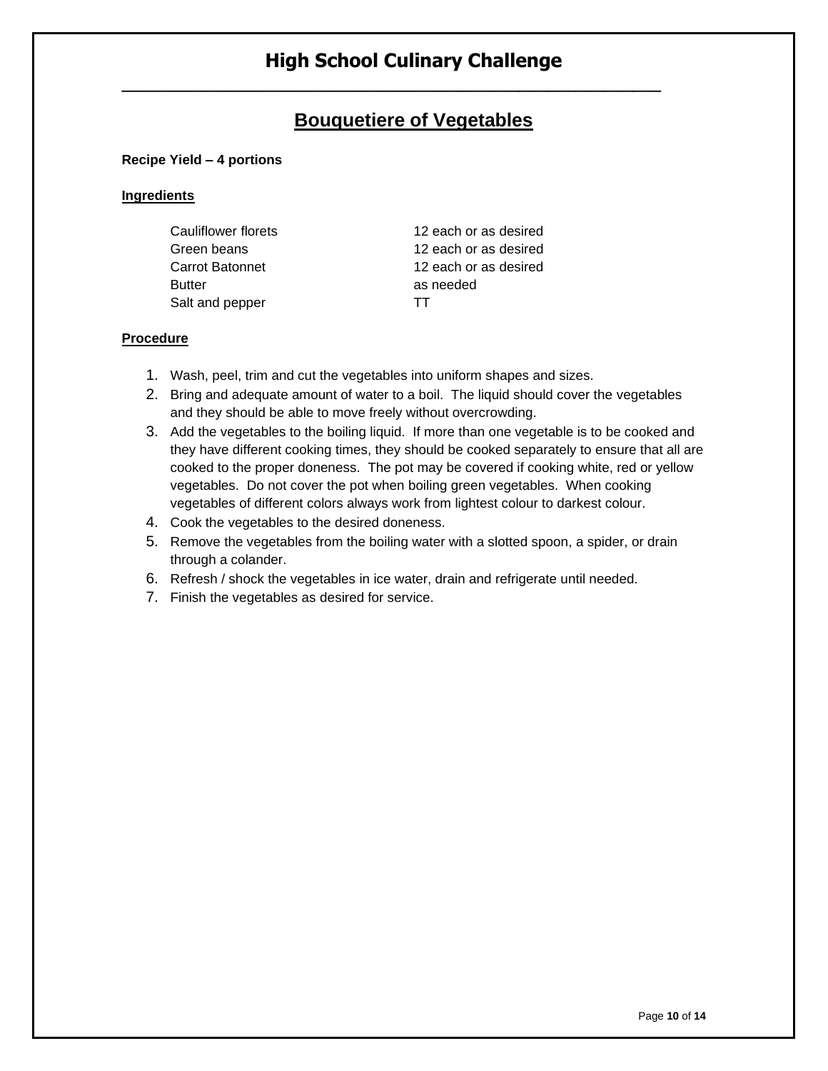# High School Culinary Challenge

## Bouquetiere of Vegetables

**Recipe Yield – 4 portions**

**Ingredients**

| | |
|---|---|
| Cauliflower florets | 12 each or as desired |
| Green beans | 12 each or as desired |
| Carrot Batonnet | 12 each or as desired |
| Butter | as needed |
| Salt and pepper | TT |

**Procedure**

1. Wash, peel, trim and cut the vegetables into uniform shapes and sizes.
2. Bring and adequate amount of water to a boil. The liquid should cover the vegetables and they should be able to move freely without overcrowding.
3. Add the vegetables to the boiling liquid. If more than one vegetable is to be cooked and they have different cooking times, they should be cooked separately to ensure that all are cooked to the proper doneness. The pot may be covered if cooking white, red or yellow vegetables. Do not cover the pot when boiling green vegetables. When cooking vegetables of different colors always work from lightest colour to darkest colour.
4. Cook the vegetables to the desired doneness.
5. Remove the vegetables from the boiling water with a slotted spoon, a spider, or drain through a colander.
6. Refresh / shock the vegetables in ice water, drain and refrigerate until needed.
7. Finish the vegetables as desired for service.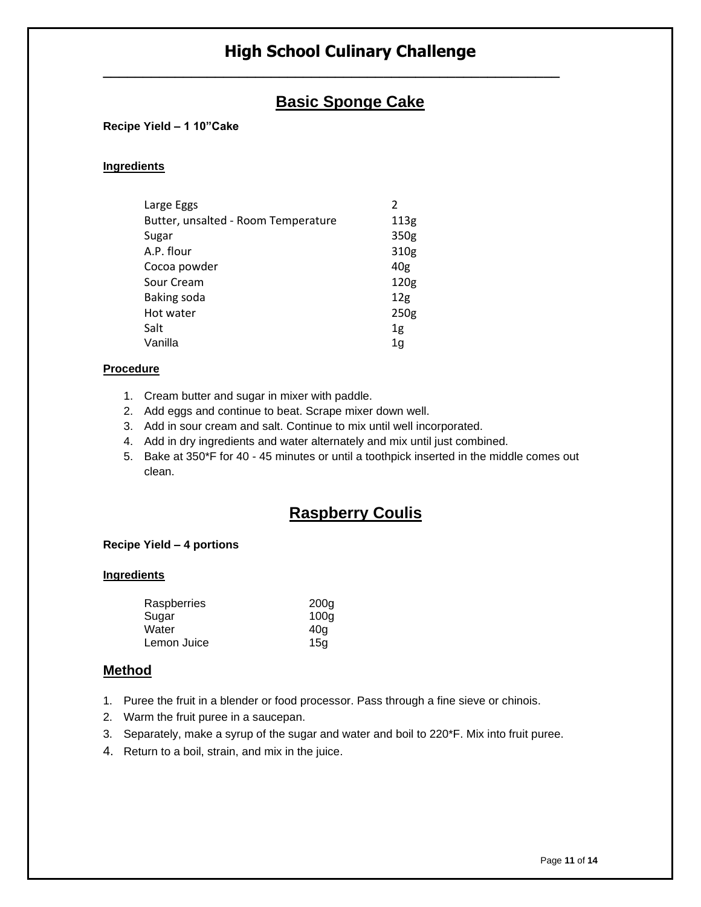# High School Culinary Challenge

## Basic Sponge Cake

**Recipe Yield – 1 10"Cake**

**Ingredients**

| Ingredient | Amount |
|---|---|
| Large Eggs | 2 |
| Butter, unsalted - Room Temperature | 113g |
| Sugar | 350g |
| A.P. flour | 310g |
| Cocoa powder | 40g |
| Sour Cream | 120g |
| Baking soda | 12g |
| Hot water | 250g |
| Salt | 1g |
| Vanilla | 1g |

**Procedure**

1. Cream butter and sugar in mixer with paddle.
2. Add eggs and continue to beat. Scrape mixer down well.
3. Add in sour cream and salt. Continue to mix until well incorporated.
4. Add in dry ingredients and water alternately and mix until just combined.
5. Bake at 350*F for 40 - 45 minutes or until a toothpick inserted in the middle comes out clean.

## Raspberry Coulis

**Recipe Yield – 4 portions**

**Ingredients**

| Ingredient | Amount |
|---|---|
| Raspberries | 200g |
| Sugar | 100g |
| Water | 40g |
| Lemon Juice | 15g |

### Method

1. Puree the fruit in a blender or food processor. Pass through a fine sieve or chinois.
2. Warm the fruit puree in a saucepan.
3. Separately, make a syrup of the sugar and water and boil to 220*F. Mix into fruit puree.
4. Return to a boil, strain, and mix in the juice.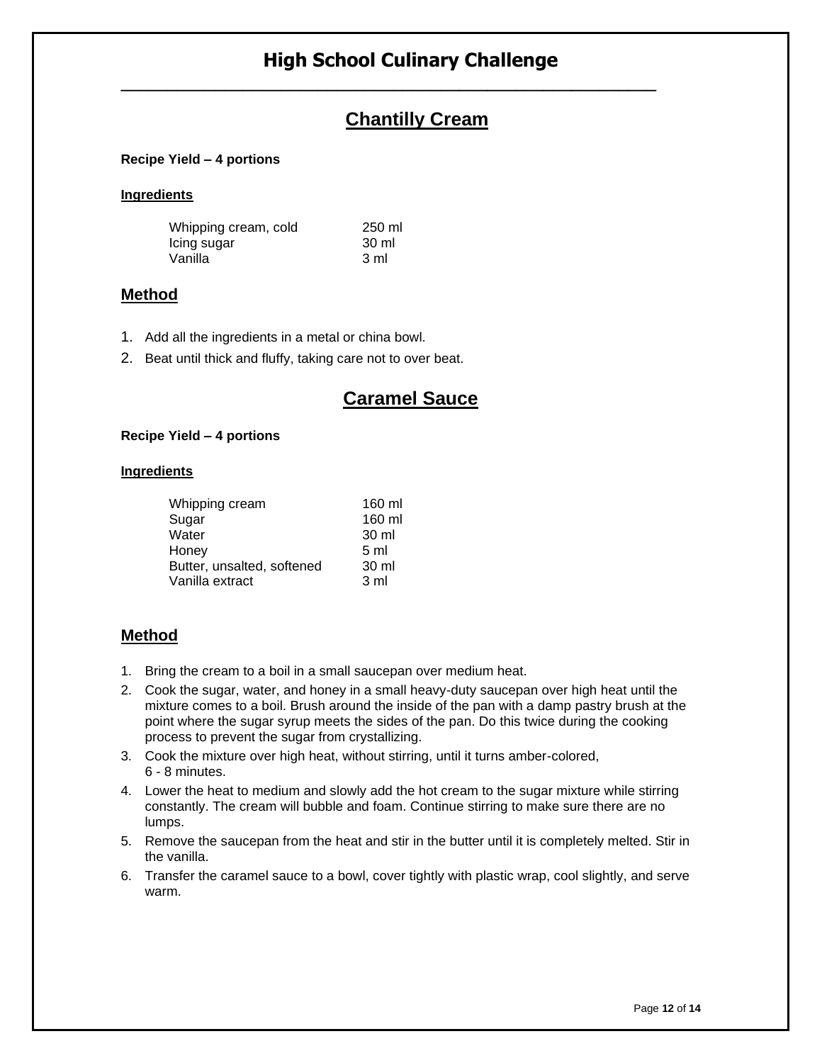# High School Culinary Challenge

## Chantilly Cream

**Recipe Yield – 4 portions**

**Ingredients**

| | |
|---|---|
| Whipping cream, cold | 250 ml |
| Icing sugar | 30 ml |
| Vanilla | 3 ml |

### Method

1. Add all the ingredients in a metal or china bowl.
2. Beat until thick and fluffy, taking care not to over beat.

## Caramel Sauce

**Recipe Yield – 4 portions**

**Ingredients**

| | |
|---|---|
| Whipping cream | 160 ml |
| Sugar | 160 ml |
| Water | 30 ml |
| Honey | 5 ml |
| Butter, unsalted, softened | 30 ml |
| Vanilla extract | 3 ml |

### Method

1. Bring the cream to a boil in a small saucepan over medium heat.
2. Cook the sugar, water, and honey in a small heavy-duty saucepan over high heat until the mixture comes to a boil. Brush around the inside of the pan with a damp pastry brush at the point where the sugar syrup meets the sides of the pan. Do this twice during the cooking process to prevent the sugar from crystallizing.
3. Cook the mixture over high heat, without stirring, until it turns amber-colored, 6 - 8 minutes.
4. Lower the heat to medium and slowly add the hot cream to the sugar mixture while stirring constantly. The cream will bubble and foam. Continue stirring to make sure there are no lumps.
5. Remove the saucepan from the heat and stir in the butter until it is completely melted. Stir in the vanilla.
6. Transfer the caramel sauce to a bowl, cover tightly with plastic wrap, cool slightly, and serve warm.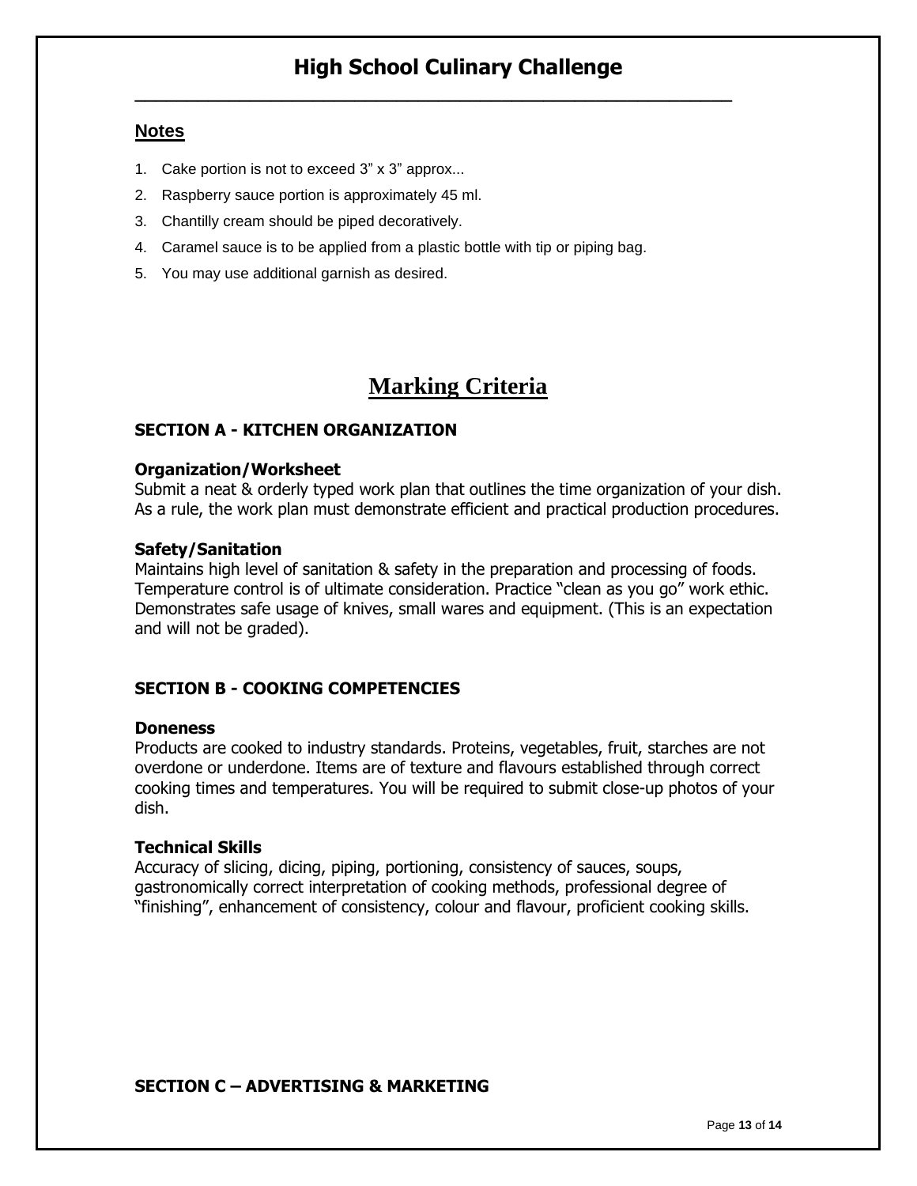## Notes

1. Cake portion is not to exceed 3" x 3" approx...
2. Raspberry sauce portion is approximately 45 ml.
3. Chantilly cream should be piped decoratively.
4. Caramel sauce is to be applied from a plastic bottle with tip or piping bag.
5. You may use additional garnish as desired.

# Marking Criteria

### SECTION A - KITCHEN ORGANIZATION

**Organization/Worksheet**
Submit a neat & orderly typed work plan that outlines the time organization of your dish. As a rule, the work plan must demonstrate efficient and practical production procedures.

**Safety/Sanitation**
Maintains high level of sanitation & safety in the preparation and processing of foods. Temperature control is of ultimate consideration. Practice "clean as you go" work ethic. Demonstrates safe usage of knives, small wares and equipment. (This is an expectation and will not be graded).

### SECTION B - COOKING COMPETENCIES

**Doneness**
Products are cooked to industry standards. Proteins, vegetables, fruit, starches are not overdone or underdone. Items are of texture and flavours established through correct cooking times and temperatures. You will be required to submit close-up photos of your dish.

**Technical Skills**
Accuracy of slicing, dicing, piping, portioning, consistency of sauces, soups, gastronomically correct interpretation of cooking methods, professional degree of "finishing", enhancement of consistency, colour and flavour, proficient cooking skills.

### SECTION C – ADVERTISING & MARKETING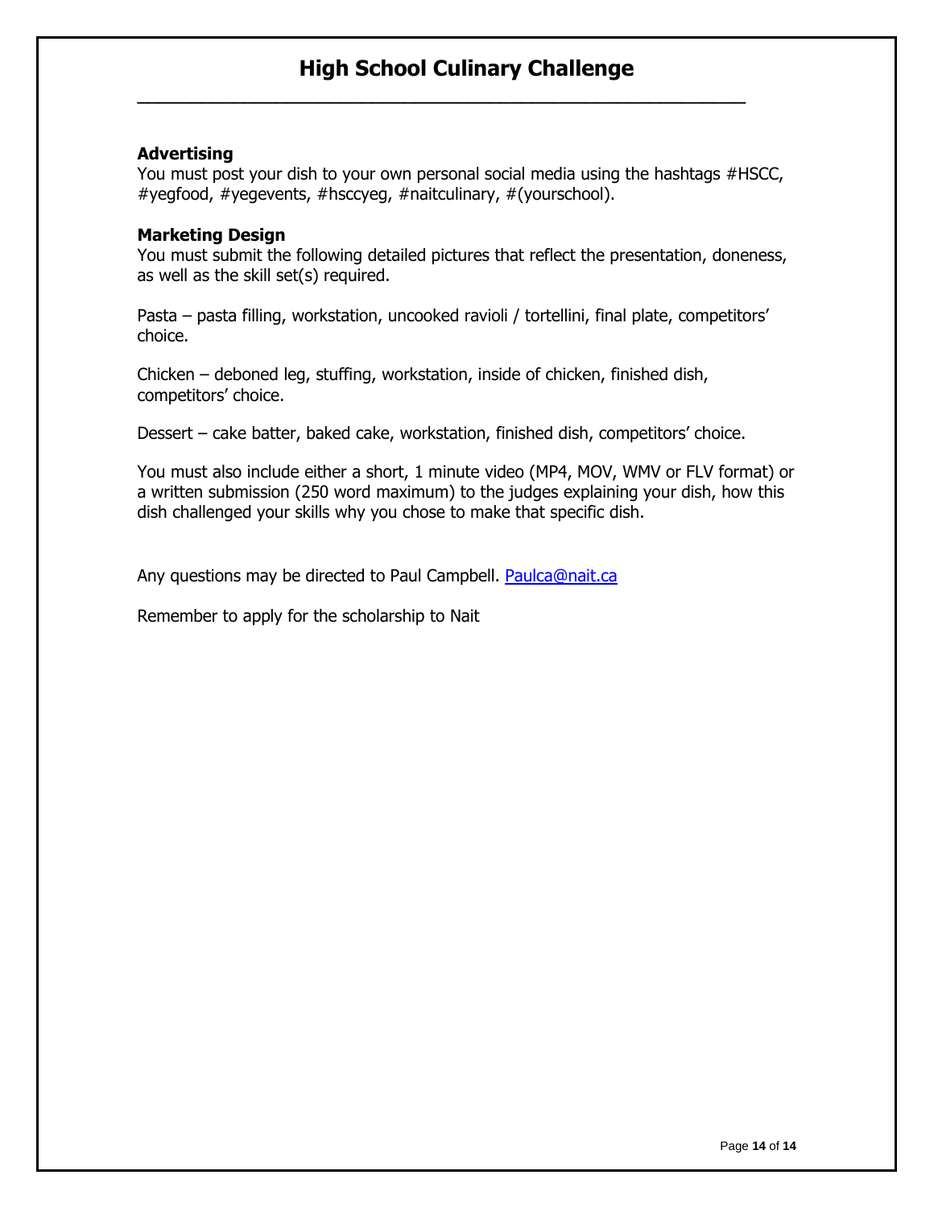# High School Culinary Challenge

**Advertising**

You must post your dish to your own personal social media using the hashtags #HSCC, #yegfood, #yegevents, #hsccyeg, #naitculinary, #(yourschool).

**Marketing Design**

You must submit the following detailed pictures that reflect the presentation, doneness, as well as the skill set(s) required.

Pasta – pasta filling, workstation, uncooked ravioli / tortellini, final plate, competitors' choice.

Chicken – deboned leg, stuffing, workstation, inside of chicken, finished dish, competitors' choice.

Dessert – cake batter, baked cake, workstation, finished dish, competitors' choice.

You must also include either a short, 1 minute video (MP4, MOV, WMV or FLV format) or a written submission (250 word maximum) to the judges explaining your dish, how this dish challenged your skills why you chose to make that specific dish.

Any questions may be directed to Paul Campbell. [Paulca@nait.ca](mailto:Paulca@nait.ca)

Remember to apply for the scholarship to Nait